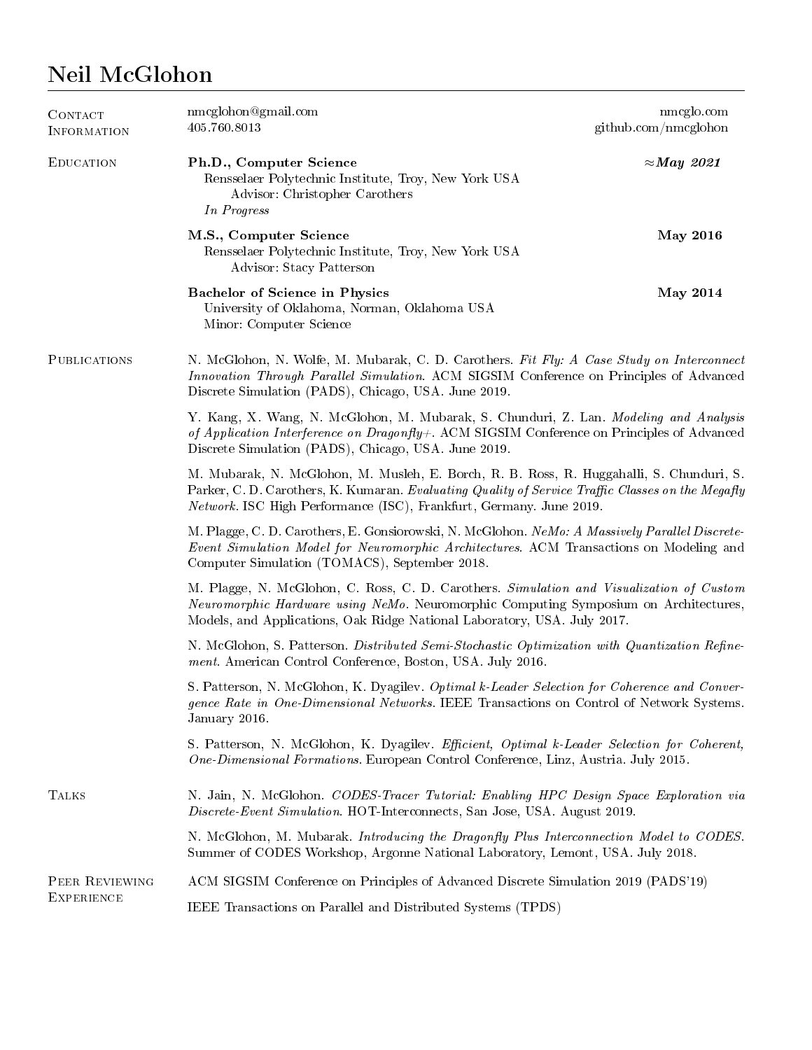# Neil McGlohon

## Contact Information

nmcglohon@gmail.com
405.760.8013

nmcglo.com
github.com/nmcglohon

## Education

**Ph.D., Computer Science** — ≈***May 2021***
Rensselaer Polytechnic Institute, Troy, New York USA
Advisor: Christopher Carothers
*In Progress*

**M.S., Computer Science** — **May 2016**
Rensselaer Polytechnic Institute, Troy, New York USA
Advisor: Stacy Patterson

**Bachelor of Science in Physics** — **May 2014**
University of Oklahoma, Norman, Oklahoma USA
Minor: Computer Science

## Publications

N. McGlohon, N. Wolfe, M. Mubarak, C. D. Carothers. *Fit Fly: A Case Study on Interconnect Innovation Through Parallel Simulation*. ACM SIGSIM Conference on Principles of Advanced Discrete Simulation (PADS), Chicago, USA. June 2019.

Y. Kang, X. Wang, N. McGlohon, M. Mubarak, S. Chunduri, Z. Lan. *Modeling and Analysis of Application Interference on Dragonfly+*. ACM SIGSIM Conference on Principles of Advanced Discrete Simulation (PADS), Chicago, USA. June 2019.

M. Mubarak, N. McGlohon, M. Musleh, E. Borch, R. B. Ross, R. Huggahalli, S. Chunduri, S. Parker, C. D. Carothers, K. Kumaran. *Evaluating Quality of Service Traffic Classes on the Megafly Network*. ISC High Performance (ISC), Frankfurt, Germany. June 2019.

M. Plagge, C. D. Carothers, E. Gonsiorowski, N. McGlohon. *NeMo: A Massively Parallel Discrete-Event Simulation Model for Neuromorphic Architectures*. ACM Transactions on Modeling and Computer Simulation (TOMACS), September 2018.

M. Plagge, N. McGlohon, C. Ross, C. D. Carothers. *Simulation and Visualization of Custom Neuromorphic Hardware using NeMo*. Neuromorphic Computing Symposium on Architectures, Models, and Applications, Oak Ridge National Laboratory, USA. July 2017.

N. McGlohon, S. Patterson. *Distributed Semi-Stochastic Optimization with Quantization Refinement*. American Control Conference, Boston, USA. July 2016.

S. Patterson, N. McGlohon, K. Dyagilev. *Optimal k-Leader Selection for Coherence and Convergence Rate in One-Dimensional Networks*. IEEE Transactions on Control of Network Systems. January 2016.

S. Patterson, N. McGlohon, K. Dyagilev. *Efficient, Optimal k-Leader Selection for Coherent, One-Dimensional Formations*. European Control Conference, Linz, Austria. July 2015.

## Talks

N. Jain, N. McGlohon. *CODES-Tracer Tutorial: Enabling HPC Design Space Exploration via Discrete-Event Simulation*. HOT-Interconnects, San Jose, USA. August 2019.

N. McGlohon, M. Mubarak. *Introducing the Dragonfly Plus Interconnection Model to CODES*. Summer of CODES Workshop, Argonne National Laboratory, Lemont, USA. July 2018.

## Peer Reviewing Experience

ACM SIGSIM Conference on Principles of Advanced Discrete Simulation 2019 (PADS'19)

IEEE Transactions on Parallel and Distributed Systems (TPDS)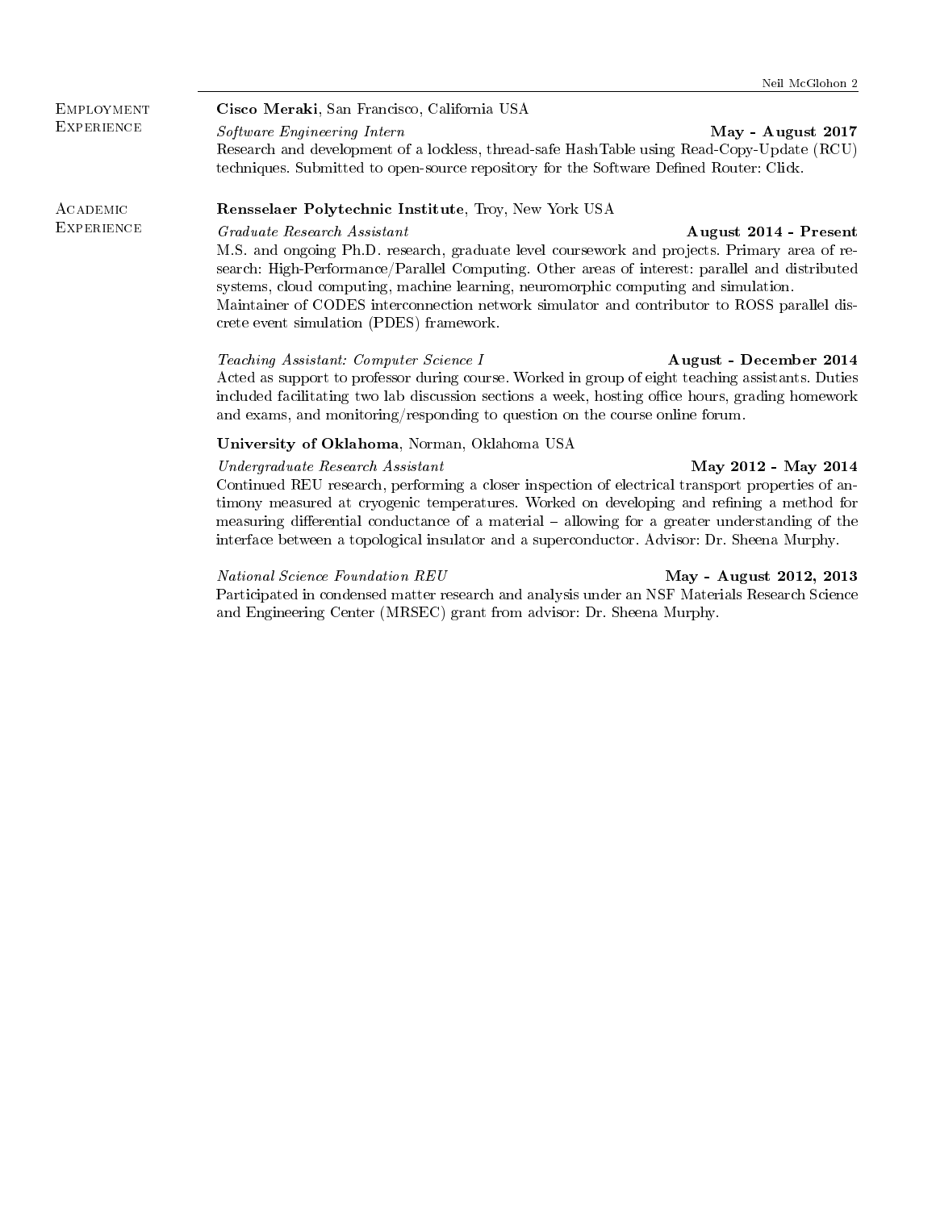## Employment Experience

**Cisco Meraki**, San Francisco, California USA

*Software Engineering Intern* **May - August 2017**

Research and development of a lockless, thread-safe HashTable using Read-Copy-Update (RCU) techniques. Submitted to open-source repository for the Software Defined Router: Click.

## Academic Experience

**Rensselaer Polytechnic Institute**, Troy, New York USA

*Graduate Research Assistant* **August 2014 - Present**

M.S. and ongoing Ph.D. research, graduate level coursework and projects. Primary area of research: High-Performance/Parallel Computing. Other areas of interest: parallel and distributed systems, cloud computing, machine learning, neuromorphic computing and simulation.
Maintainer of CODES interconnection network simulator and contributor to ROSS parallel discrete event simulation (PDES) framework.

*Teaching Assistant: Computer Science I* **August - December 2014**

Acted as support to professor during course. Worked in group of eight teaching assistants. Duties included facilitating two lab discussion sections a week, hosting office hours, grading homework and exams, and monitoring/responding to question on the course online forum.

**University of Oklahoma**, Norman, Oklahoma USA

*Undergraduate Research Assistant* **May 2012 - May 2014**

Continued REU research, performing a closer inspection of electrical transport properties of antimony measured at cryogenic temperatures. Worked on developing and refining a method for measuring differential conductance of a material – allowing for a greater understanding of the interface between a topological insulator and a superconductor. Advisor: Dr. Sheena Murphy.

*National Science Foundation REU* **May - August 2012, 2013**

Participated in condensed matter research and analysis under an NSF Materials Research Science and Engineering Center (MRSEC) grant from advisor: Dr. Sheena Murphy.